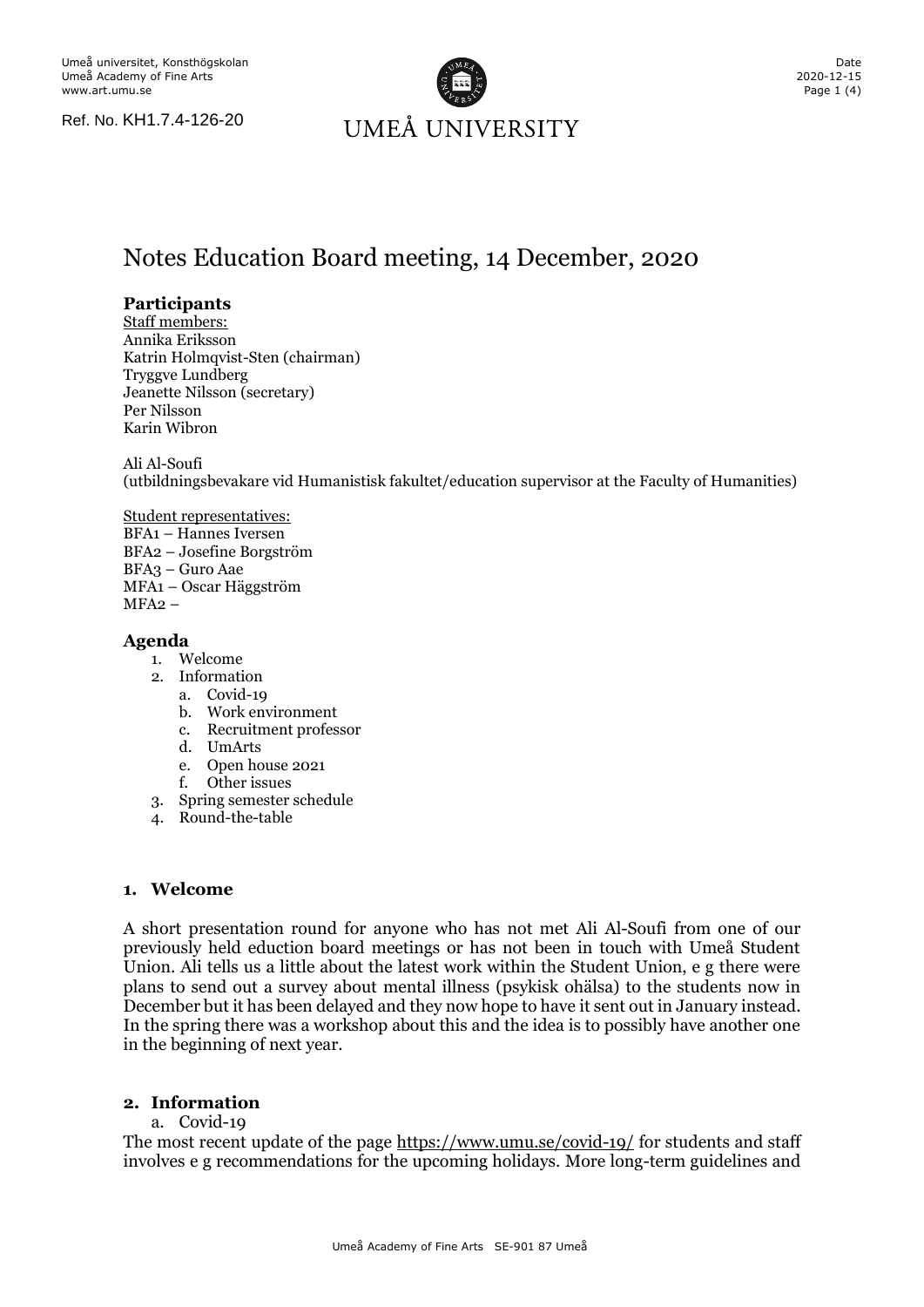Umeå universitet, Konsthögskolan
Umeå Academy of Fine Arts
www.art.umu.se

Ref. No. KH1.7.4-126-20

UMEÅ UNIVERSITY

Date
2020-12-15

# Notes Education Board meeting, 14 December, 2020

## Participants

Staff members:
Annika Eriksson
Katrin Holmqvist-Sten (chairman)
Tryggve Lundberg
Jeanette Nilsson (secretary)
Per Nilsson
Karin Wibron

Ali Al-Soufi
(utbildningsbevakare vid Humanistisk fakultet/education supervisor at the Faculty of Humanities)

Student representatives:
BFA1 – Hannes Iversen
BFA2 – Josefine Borgström
BFA3 – Guro Aae
MFA1 – Oscar Häggström
MFA2 –

## Agenda

1. Welcome
2. Information
   a. Covid-19
   b. Work environment
   c. Recruitment professor
   d. UmArts
   e. Open house 2021
   f. Other issues
3. Spring semester schedule
4. Round-the-table

### 1. Welcome

A short presentation round for anyone who has not met Ali Al-Soufi from one of our previously held eduction board meetings or has not been in touch with Umeå Student Union. Ali tells us a little about the latest work within the Student Union, e g there were plans to send out a survey about mental illness (psykisk ohälsa) to the students now in December but it has been delayed and they now hope to have it sent out in January instead. In the spring there was a workshop about this and the idea is to possibly have another one in the beginning of next year.

### 2. Information

a. Covid-19

The most recent update of the page https://www.umu.se/covid-19/ for students and staff involves e g recommendations for the upcoming holidays. More long-term guidelines and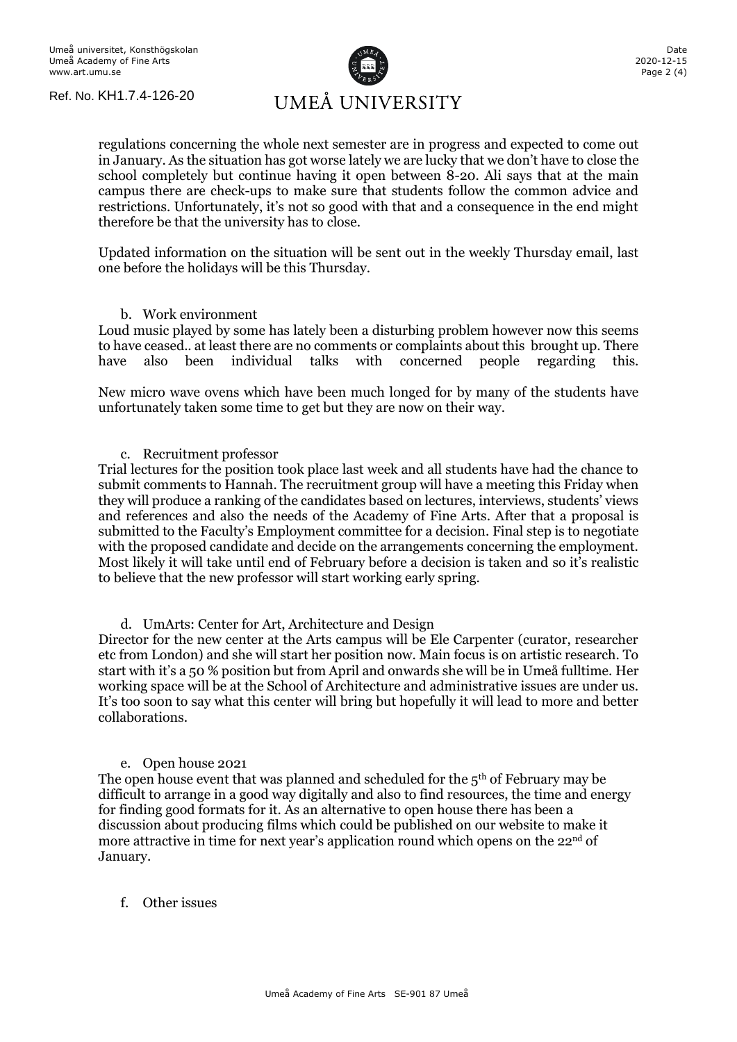regulations concerning the whole next semester are in progress and expected to come out in January. As the situation has got worse lately we are lucky that we don't have to close the school completely but continue having it open between 8-20. Ali says that at the main campus there are check-ups to make sure that students follow the common advice and restrictions. Unfortunately, it's not so good with that and a consequence in the end might therefore be that the university has to close.

Updated information on the situation will be sent out in the weekly Thursday email, last one before the holidays will be this Thursday.

b. Work environment

Loud music played by some has lately been a disturbing problem however now this seems to have ceased.. at least there are no comments or complaints about this brought up. There have also been individual talks with concerned people regarding this.

New micro wave ovens which have been much longed for by many of the students have unfortunately taken some time to get but they are now on their way.

c. Recruitment professor

Trial lectures for the position took place last week and all students have had the chance to submit comments to Hannah. The recruitment group will have a meeting this Friday when they will produce a ranking of the candidates based on lectures, interviews, students' views and references and also the needs of the Academy of Fine Arts. After that a proposal is submitted to the Faculty's Employment committee for a decision. Final step is to negotiate with the proposed candidate and decide on the arrangements concerning the employment. Most likely it will take until end of February before a decision is taken and so it's realistic to believe that the new professor will start working early spring.

d. UmArts: Center for Art, Architecture and Design

Director for the new center at the Arts campus will be Ele Carpenter (curator, researcher etc from London) and she will start her position now. Main focus is on artistic research. To start with it's a 50 % position but from April and onwards she will be in Umeå fulltime. Her working space will be at the School of Architecture and administrative issues are under us. It's too soon to say what this center will bring but hopefully it will lead to more and better collaborations.

e. Open house 2021

The open house event that was planned and scheduled for the 5th of February may be difficult to arrange in a good way digitally and also to find resources, the time and energy for finding good formats for it. As an alternative to open house there has been a discussion about producing films which could be published on our website to make it more attractive in time for next year's application round which opens on the 22nd of January.

f. Other issues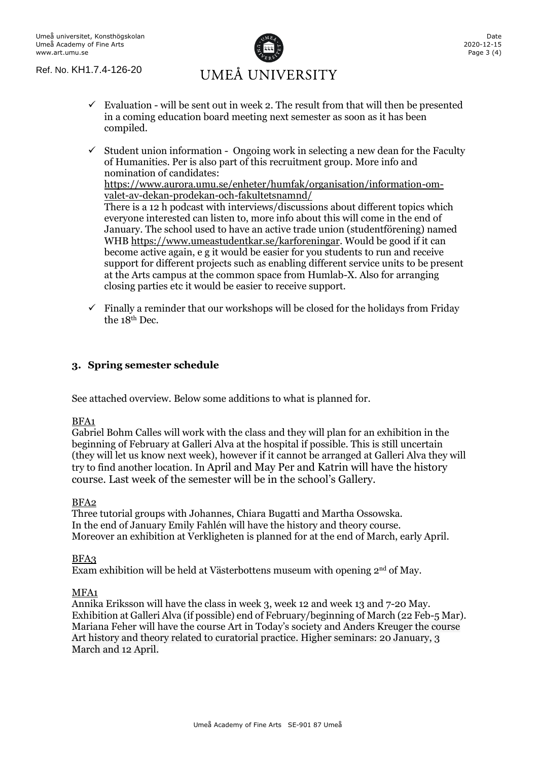- ✓ Evaluation - will be sent out in week 2. The result from that will then be presented in a coming education board meeting next semester as soon as it has been compiled.

- ✓ Student union information - Ongoing work in selecting a new dean for the Faculty of Humanities. Per is also part of this recruitment group. More info and nomination of candidates: https://www.aurora.umu.se/enheter/humfak/organisation/information-om-valet-av-dekan-prodekan-och-fakultetsnamnd/
  There is a 12 h podcast with interviews/discussions about different topics which everyone interested can listen to, more info about this will come in the end of January. The school used to have an active trade union (studentförening) named WHB https://www.umeastudentkar.se/karforeningar. Would be good if it can become active again, e g it would be easier for you students to run and receive support for different projects such as enabling different service units to be present at the Arts campus at the common space from Humlab-X. Also for arranging closing parties etc it would be easier to receive support.

- ✓ Finally a reminder that our workshops will be closed for the holidays from Friday the 18th Dec.

### 3. Spring semester schedule

See attached overview. Below some additions to what is planned for.

BFA1
Gabriel Bohm Calles will work with the class and they will plan for an exhibition in the beginning of February at Galleri Alva at the hospital if possible. This is still uncertain (they will let us know next week), however if it cannot be arranged at Galleri Alva they will try to find another location. In April and May Per and Katrin will have the history course. Last week of the semester will be in the school's Gallery.

BFA2
Three tutorial groups with Johannes, Chiara Bugatti and Martha Ossowska.
In the end of January Emily Fahlén will have the history and theory course.
Moreover an exhibition at Verkligheten is planned for at the end of March, early April.

BFA3
Exam exhibition will be held at Västerbottens museum with opening 2nd of May.

MFA1
Annika Eriksson will have the class in week 3, week 12 and week 13 and 7-20 May. Exhibition at Galleri Alva (if possible) end of February/beginning of March (22 Feb-5 Mar). Mariana Feher will have the course Art in Today's society and Anders Kreuger the course Art history and theory related to curatorial practice. Higher seminars: 20 January, 3 March and 12 April.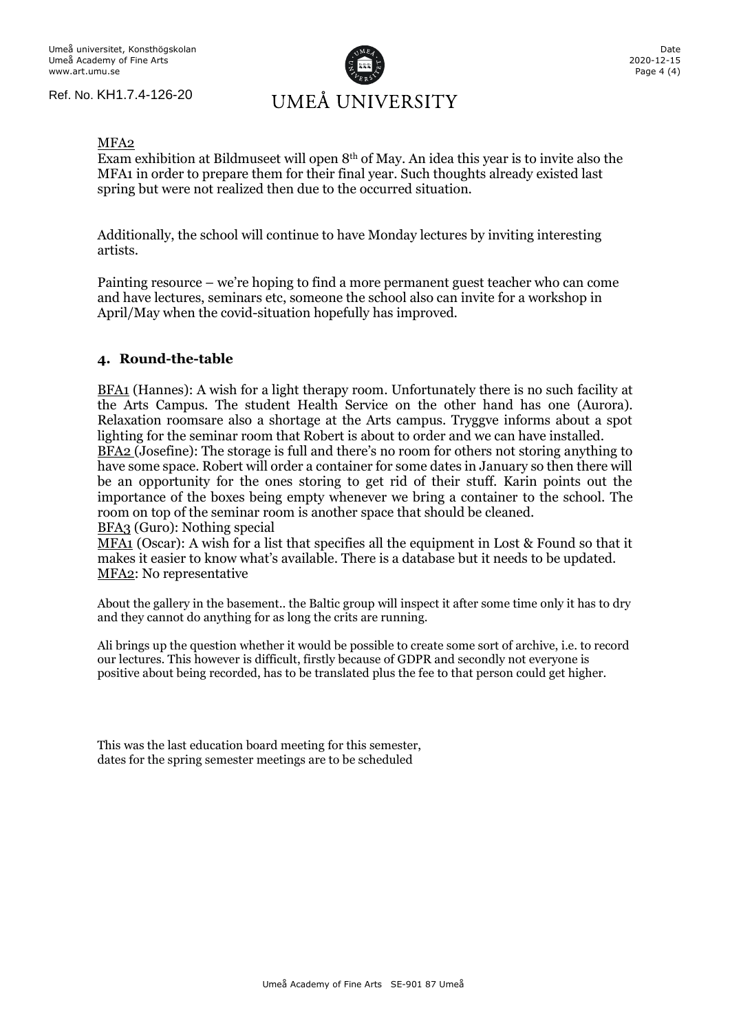MFA2

Exam exhibition at Bildmuseet will open 8th of May. An idea this year is to invite also the MFA1 in order to prepare them for their final year. Such thoughts already existed last spring but were not realized then due to the occurred situation.

Additionally, the school will continue to have Monday lectures by inviting interesting artists.

Painting resource – we're hoping to find a more permanent guest teacher who can come and have lectures, seminars etc, someone the school also can invite for a workshop in April/May when the covid-situation hopefully has improved.

## 4. Round-the-table

BFA1 (Hannes): A wish for a light therapy room. Unfortunately there is no such facility at the Arts Campus. The student Health Service on the other hand has one (Aurora). Relaxation roomsare also a shortage at the Arts campus. Tryggve informs about a spot lighting for the seminar room that Robert is about to order and we can have installed.

BFA2 (Josefine): The storage is full and there's no room for others not storing anything to have some space. Robert will order a container for some dates in January so then there will be an opportunity for the ones storing to get rid of their stuff. Karin points out the importance of the boxes being empty whenever we bring a container to the school. The room on top of the seminar room is another space that should be cleaned.

BFA3 (Guro): Nothing special

MFA1 (Oscar): A wish for a list that specifies all the equipment in Lost & Found so that it makes it easier to know what's available. There is a database but it needs to be updated.

MFA2: No representative

About the gallery in the basement.. the Baltic group will inspect it after some time only it has to dry and they cannot do anything for as long the crits are running.

Ali brings up the question whether it would be possible to create some sort of archive, i.e. to record our lectures. This however is difficult, firstly because of GDPR and secondly not everyone is positive about being recorded, has to be translated plus the fee to that person could get higher.

This was the last education board meeting for this semester,
dates for the spring semester meetings are to be scheduled